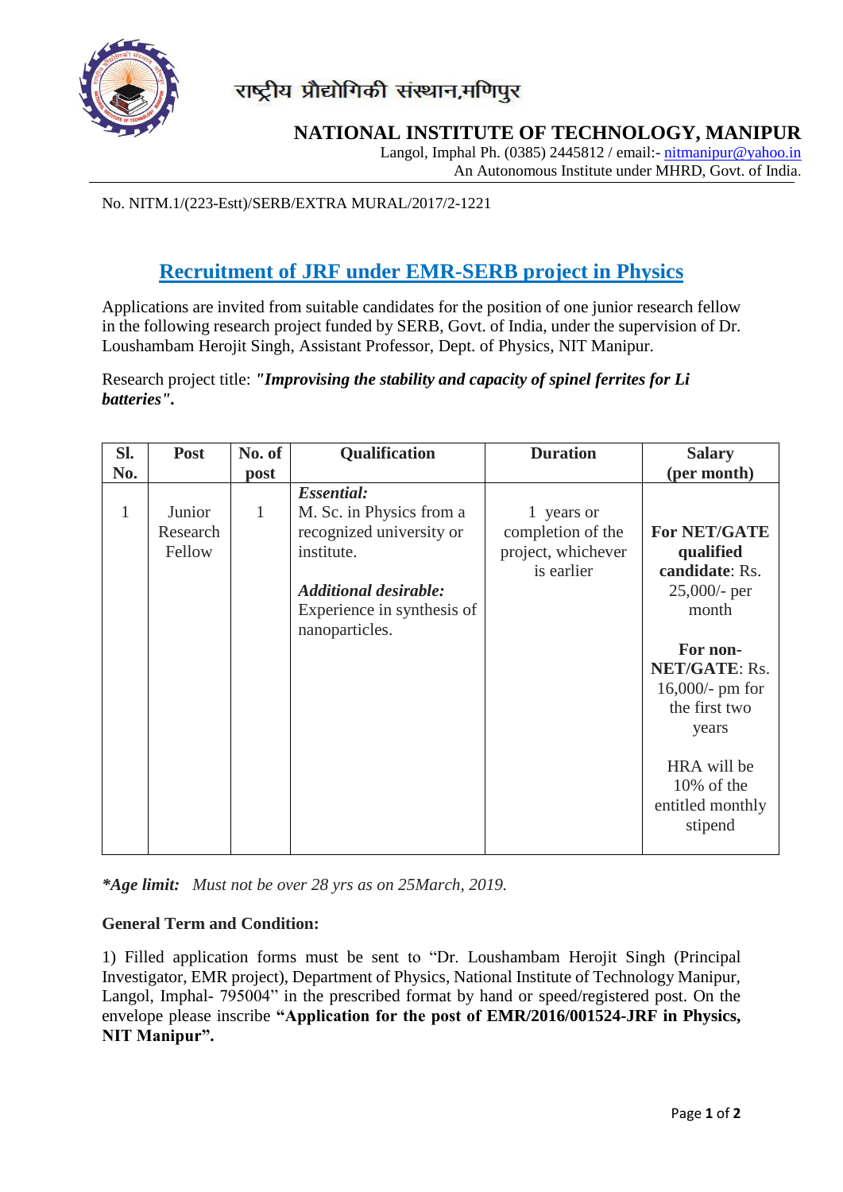राष्ट्रीय प्रौद्योगिकी संस्थान,मणिपुर

**NATIONAL INSTITUTE OF TECHNOLOGY, MANIPUR**

Langol, Imphal Ph. (0385) 2445812 / email:- nitmanipur@yahoo.in

An Autonomous Institute under MHRD, Govt. of India.

No. NITM.1/(223-Estt)/SERB/EXTRA MURAL/2017/2-1221

## Recruitment of JRF under EMR-SERB project in Physics

Applications are invited from suitable candidates for the position of one junior research fellow in the following research project funded by SERB, Govt. of India, under the supervision of Dr. Loushambam Herojit Singh, Assistant Professor, Dept. of Physics, NIT Manipur.

Research project title: ***"Improvising the stability and capacity of spinel ferrites for Li batteries".***

| Sl. No. | Post | No. of post | Qualification | Duration | Salary (per month) |
|---|---|---|---|---|---|
| 1 | Junior Research Fellow | 1 | ***Essential:*** M. Sc. in Physics from a recognized university or institute. ***Additional desirable:*** Experience in synthesis of nanoparticles. | 1 years or completion of the project, whichever is earlier | **For NET/GATE qualified candidate**: Rs. 25,000/- per month **For non-NET/GATE**: Rs. 16,000/- pm for the first two years HRA will be 10% of the entitled monthly stipend |

***Age limit:*** *Must not be over 28 yrs as on 25March, 2019.*

**General Term and Condition:**

1) Filled application forms must be sent to "Dr. Loushambam Herojit Singh (Principal Investigator, EMR project), Department of Physics, National Institute of Technology Manipur, Langol, Imphal- 795004" in the prescribed format by hand or speed/registered post. On the envelope please inscribe **"Application for the post of EMR/2016/001524-JRF in Physics, NIT Manipur".**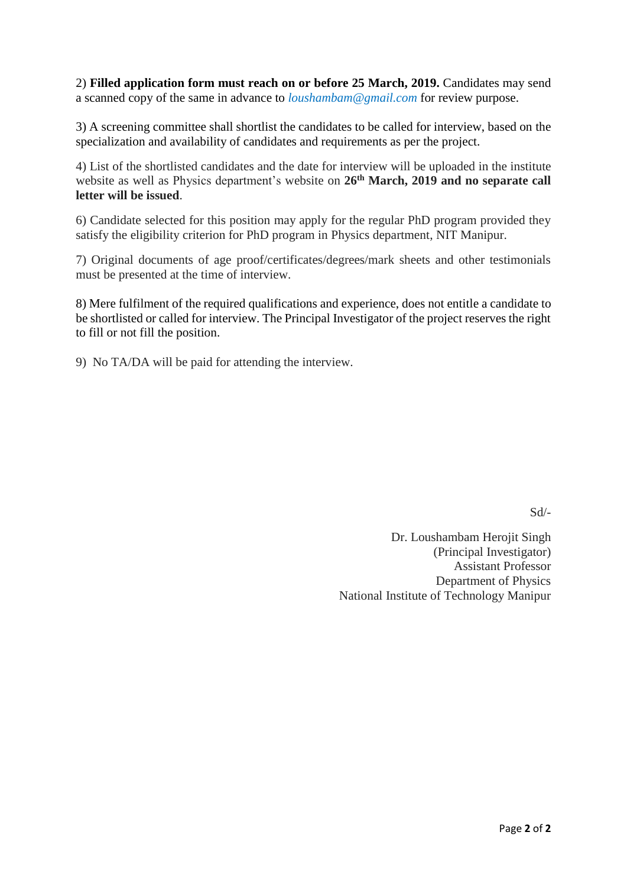2) **Filled application form must reach on or before 25 March, 2019.** Candidates may send a scanned copy of the same in advance to *loushambam@gmail.com* for review purpose.

3) A screening committee shall shortlist the candidates to be called for interview, based on the specialization and availability of candidates and requirements as per the project.

4) List of the shortlisted candidates and the date for interview will be uploaded in the institute website as well as Physics department's website on **26th March, 2019 and no separate call letter will be issued**.

6) Candidate selected for this position may apply for the regular PhD program provided they satisfy the eligibility criterion for PhD program in Physics department, NIT Manipur.

7) Original documents of age proof/certificates/degrees/mark sheets and other testimonials must be presented at the time of interview.

8) Mere fulfilment of the required qualifications and experience, does not entitle a candidate to be shortlisted or called for interview. The Principal Investigator of the project reserves the right to fill or not fill the position.

9) No TA/DA will be paid for attending the interview.

Sd/-

Dr. Loushambam Herojit Singh
(Principal Investigator)
Assistant Professor
Department of Physics
National Institute of Technology Manipur